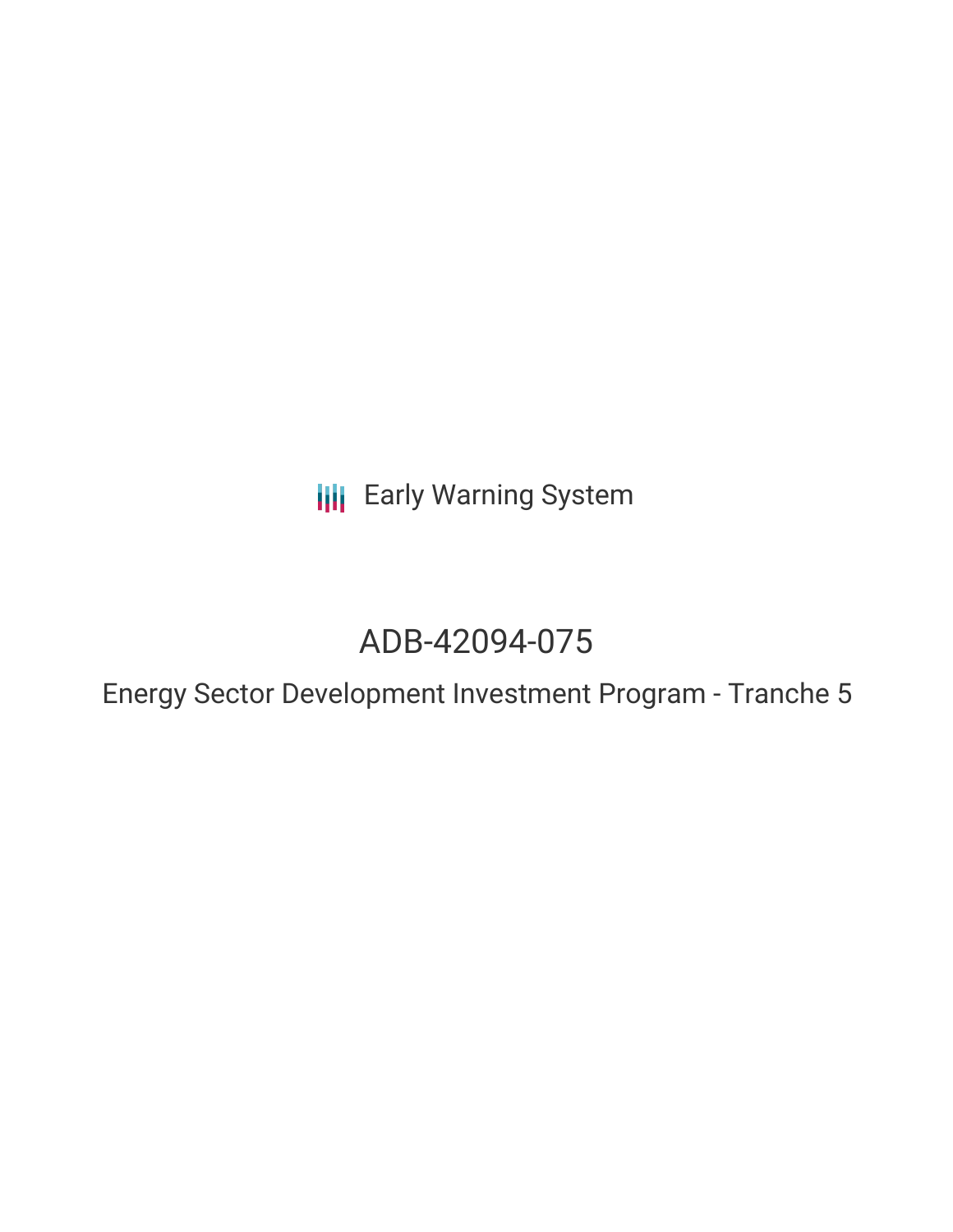Early Warning System

# ADB-42094-075

## Energy Sector Development Investment Program - Tranche 5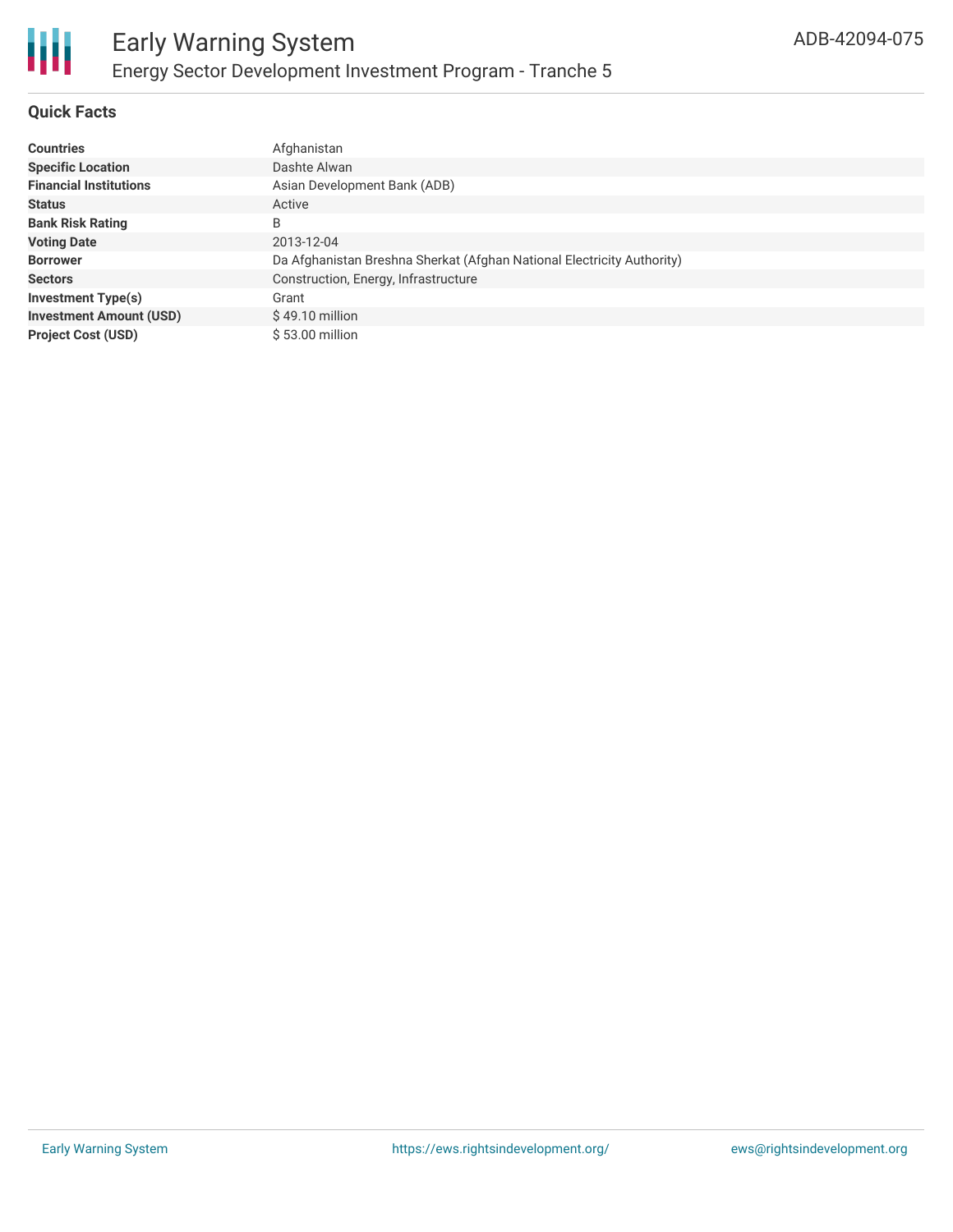## Quick Facts

| | |
|---|---|
| **Countries** | Afghanistan |
| **Specific Location** | Dashte Alwan |
| **Financial Institutions** | Asian Development Bank (ADB) |
| **Status** | Active |
| **Bank Risk Rating** | B |
| **Voting Date** | 2013-12-04 |
| **Borrower** | Da Afghanistan Breshna Sherkat (Afghan National Electricity Authority) |
| **Sectors** | Construction, Energy, Infrastructure |
| **Investment Type(s)** | Grant |
| **Investment Amount (USD)** | $ 49.10 million |
| **Project Cost (USD)** | $ 53.00 million |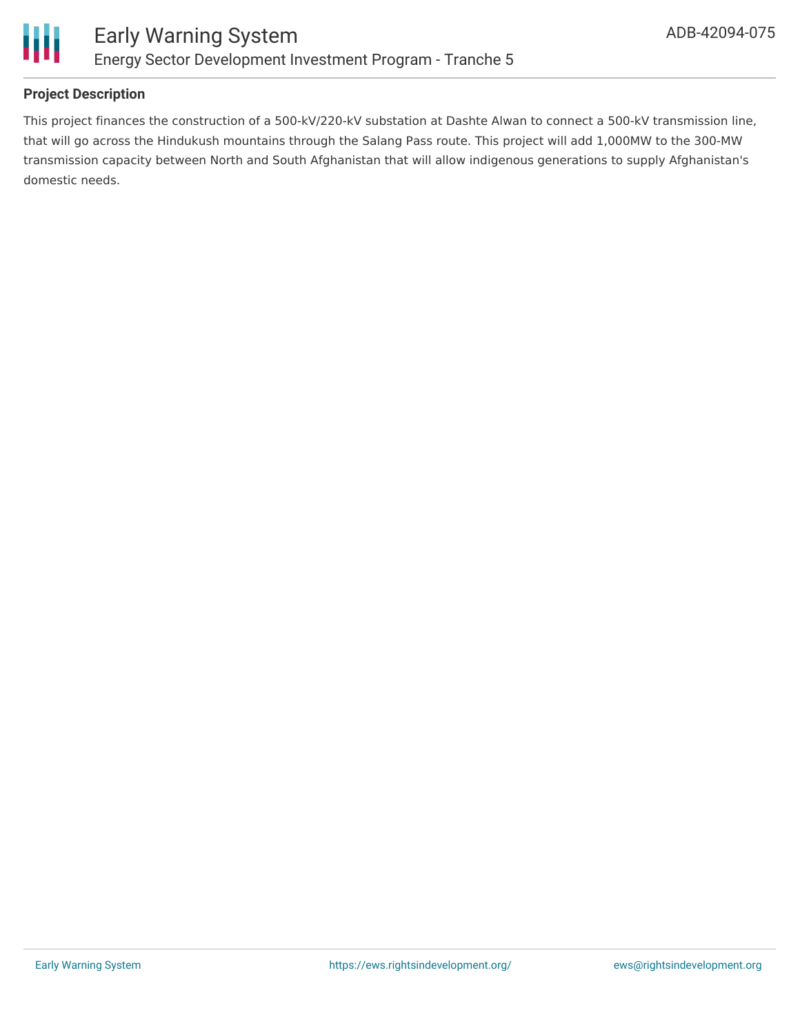## Project Description

This project finances the construction of a 500-kV/220-kV substation at Dashte Alwan to connect a 500-kV transmission line, that will go across the Hindukush mountains through the Salang Pass route. This project will add 1,000MW to the 300-MW transmission capacity between North and South Afghanistan that will allow indigenous generations to supply Afghanistan's domestic needs.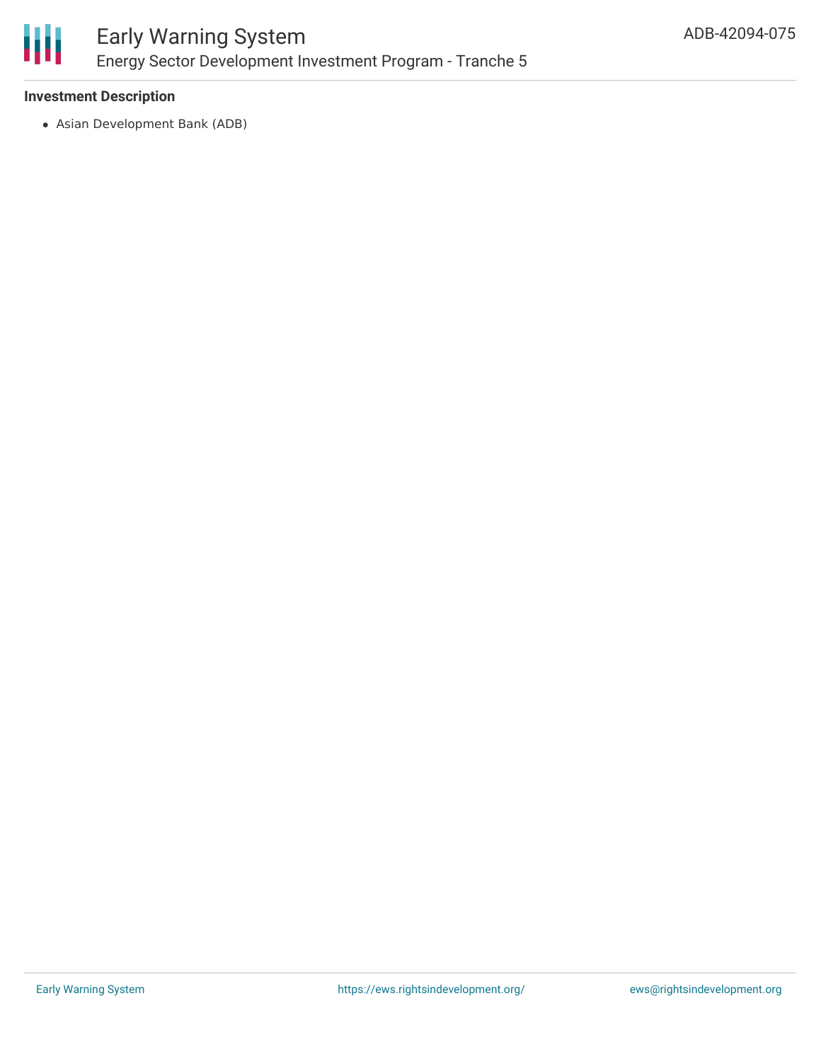### Investment Description

- Asian Development Bank (ADB)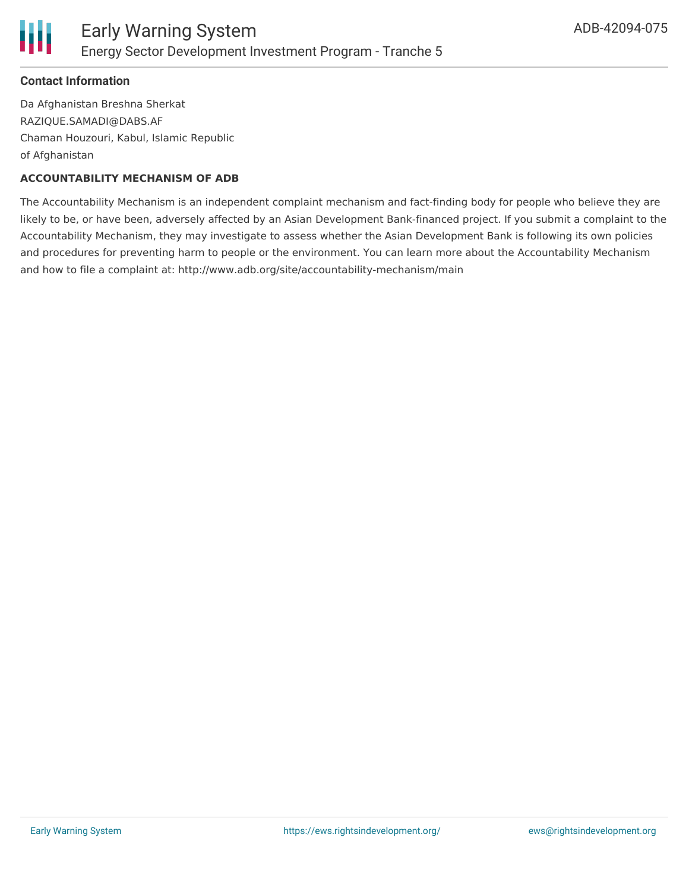**Contact Information**

Da Afghanistan Breshna Sherkat
RAZIQUE.SAMADI@DABS.AF
Chaman Houzouri, Kabul, Islamic Republic of Afghanistan

**ACCOUNTABILITY MECHANISM OF ADB**

The Accountability Mechanism is an independent complaint mechanism and fact-finding body for people who believe they are likely to be, or have been, adversely affected by an Asian Development Bank-financed project. If you submit a complaint to the Accountability Mechanism, they may investigate to assess whether the Asian Development Bank is following its own policies and procedures for preventing harm to people or the environment. You can learn more about the Accountability Mechanism and how to file a complaint at: http://www.adb.org/site/accountability-mechanism/main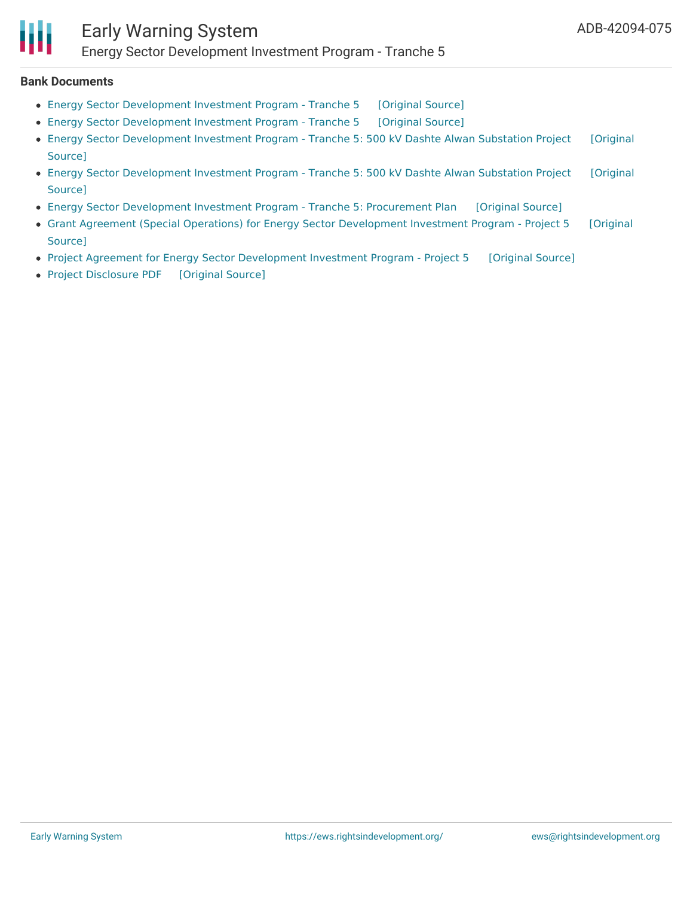**Bank Documents**

- Energy Sector Development Investment Program - Tranche 5 [Original Source]
- Energy Sector Development Investment Program - Tranche 5 [Original Source]
- Energy Sector Development Investment Program - Tranche 5: 500 kV Dashte Alwan Substation Project [Original Source]
- Energy Sector Development Investment Program - Tranche 5: 500 kV Dashte Alwan Substation Project [Original Source]
- Energy Sector Development Investment Program - Tranche 5: Procurement Plan [Original Source]
- Grant Agreement (Special Operations) for Energy Sector Development Investment Program - Project 5 [Original Source]
- Project Agreement for Energy Sector Development Investment Program - Project 5 [Original Source]
- Project Disclosure PDF [Original Source]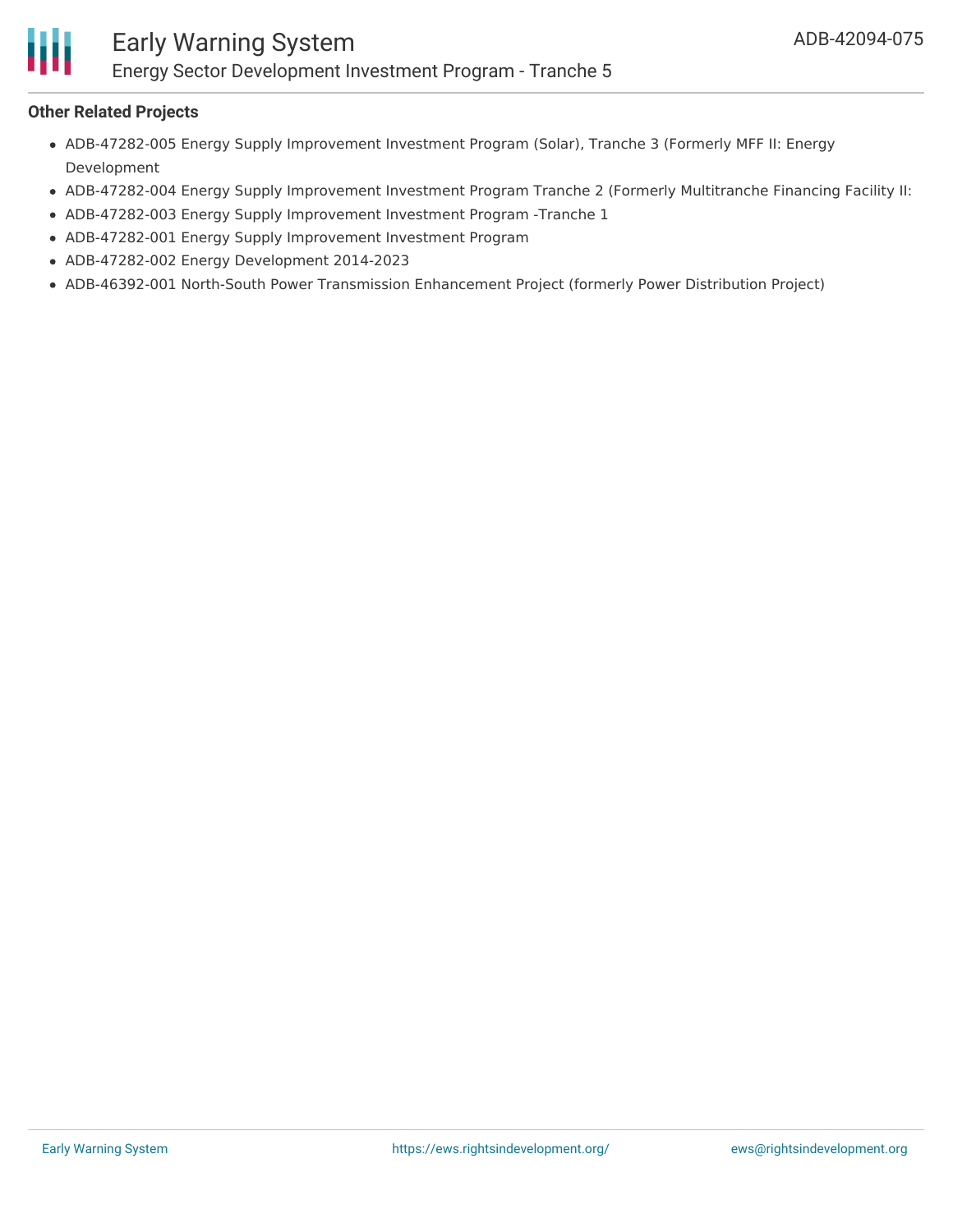### Other Related Projects

- ADB-47282-005 Energy Supply Improvement Investment Program (Solar), Tranche 3 (Formerly MFF II: Energy Development
- ADB-47282-004 Energy Supply Improvement Investment Program Tranche 2 (Formerly Multitranche Financing Facility II:
- ADB-47282-003 Energy Supply Improvement Investment Program -Tranche 1
- ADB-47282-001 Energy Supply Improvement Investment Program
- ADB-47282-002 Energy Development 2014-2023
- ADB-46392-001 North-South Power Transmission Enhancement Project (formerly Power Distribution Project)